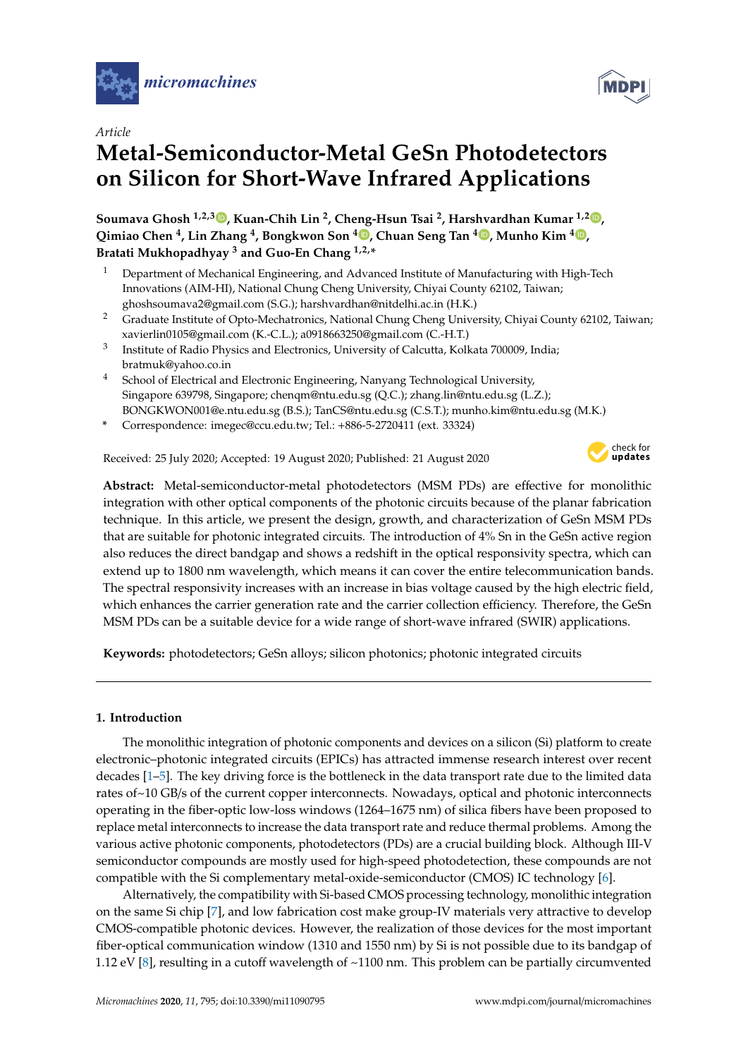*Article*

# Metal-Semiconductor-Metal GeSn Photodetectors on Silicon for Short-Wave Infrared Applications

**Soumava Ghosh [1,2,3], Kuan-Chih Lin [2], Cheng-Hsun Tsai [2], Harshvardhan Kumar [1,2], Qimiao Chen [4], Lin Zhang [4], Bongkwon Son [4], Chuan Seng Tan [4], Munho Kim [4], Bratati Mukhopadhyay [3] and Guo-En Chang [1,2,*]**

1. Department of Mechanical Engineering, and Advanced Institute of Manufacturing with High-Tech Innovations (AIM-HI), National Chung Cheng University, Chiyai County 62102, Taiwan; ghoshsoumava2@gmail.com (S.G.); harshvardhan@nitdelhi.ac.in (H.K.)
2. Graduate Institute of Opto-Mechatronics, National Chung Cheng University, Chiyai County 62102, Taiwan; xavierlin0105@gmail.com (K.-C.L.); a0918663250@gmail.com (C.-H.T.)
3. Institute of Radio Physics and Electronics, University of Calcutta, Kolkata 700009, India; bratmuk@yahoo.co.in
4. School of Electrical and Electronic Engineering, Nanyang Technological University, Singapore 639798, Singapore; chenqm@ntu.edu.sg (Q.C.); zhang.lin@ntu.edu.sg (L.Z.); BONGKWON001@e.ntu.edu.sg (B.S.); TanCS@ntu.edu.sg (C.S.T.); munho.kim@ntu.edu.sg (M.K.)

\* Correspondence: imegec@ccu.edu.tw; Tel.: +886-5-2720411 (ext. 33324)

Received: 25 July 2020; Accepted: 19 August 2020; Published: 21 August 2020

**Abstract:** Metal-semiconductor-metal photodetectors (MSM PDs) are effective for monolithic integration with other optical components of the photonic circuits because of the planar fabrication technique. In this article, we present the design, growth, and characterization of GeSn MSM PDs that are suitable for photonic integrated circuits. The introduction of 4% Sn in the GeSn active region also reduces the direct bandgap and shows a redshift in the optical responsivity spectra, which can extend up to 1800 nm wavelength, which means it can cover the entire telecommunication bands. The spectral responsivity increases with an increase in bias voltage caused by the high electric field, which enhances the carrier generation rate and the carrier collection efficiency. Therefore, the GeSn MSM PDs can be a suitable device for a wide range of short-wave infrared (SWIR) applications.

**Keywords:** photodetectors; GeSn alloys; silicon photonics; photonic integrated circuits

## 1. Introduction

The monolithic integration of photonic components and devices on a silicon (Si) platform to create electronic–photonic integrated circuits (EPICs) has attracted immense research interest over recent decades [1–5]. The key driving force is the bottleneck in the data transport rate due to the limited data rates of~10 GB/s of the current copper interconnects. Nowadays, optical and photonic interconnects operating in the fiber-optic low-loss windows (1264–1675 nm) of silica fibers have been proposed to replace metal interconnects to increase the data transport rate and reduce thermal problems. Among the various active photonic components, photodetectors (PDs) are a crucial building block. Although III-V semiconductor compounds are mostly used for high-speed photodetection, these compounds are not compatible with the Si complementary metal-oxide-semiconductor (CMOS) IC technology [6].

Alternatively, the compatibility with Si-based CMOS processing technology, monolithic integration on the same Si chip [7], and low fabrication cost make group-IV materials very attractive to develop CMOS-compatible photonic devices. However, the realization of those devices for the most important fiber-optical communication window (1310 and 1550 nm) by Si is not possible due to its bandgap of 1.12 eV [8], resulting in a cutoff wavelength of ~1100 nm. This problem can be partially circumvented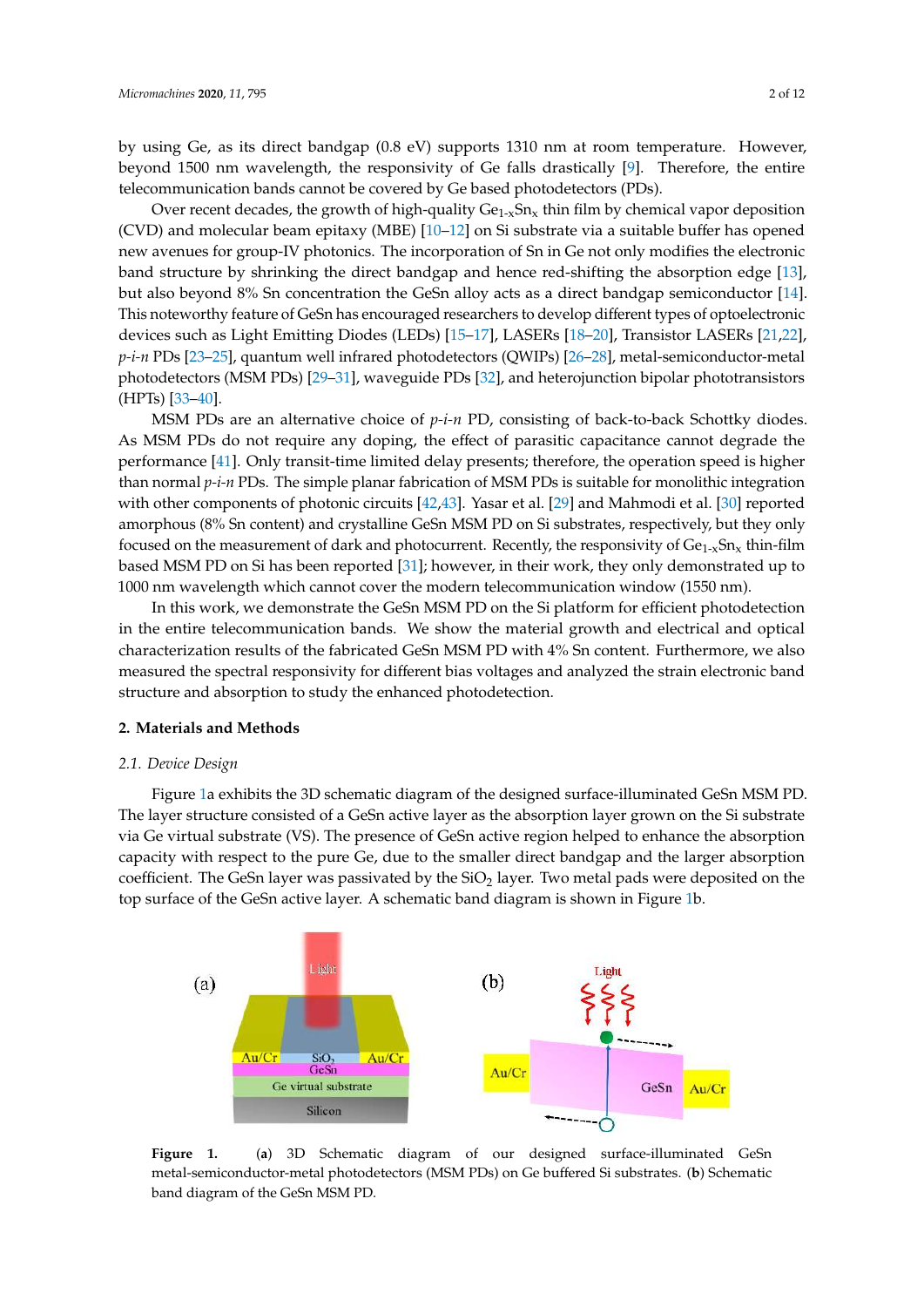by using Ge, as its direct bandgap (0.8 eV) supports 1310 nm at room temperature. However, beyond 1500 nm wavelength, the responsivity of Ge falls drastically [9]. Therefore, the entire telecommunication bands cannot be covered by Ge based photodetectors (PDs).

Over recent decades, the growth of high-quality $Ge_{1-x}Sn_x$ thin film by chemical vapor deposition (CVD) and molecular beam epitaxy (MBE) [10–12] on Si substrate via a suitable buffer has opened new avenues for group-IV photonics. The incorporation of Sn in Ge not only modifies the electronic band structure by shrinking the direct bandgap and hence red-shifting the absorption edge [13], but also beyond 8% Sn concentration the GeSn alloy acts as a direct bandgap semiconductor [14]. This noteworthy feature of GeSn has encouraged researchers to develop different types of optoelectronic devices such as Light Emitting Diodes (LEDs) [15–17], LASERs [18–20], Transistor LASERs [21,22], *p-i-n* PDs [23–25], quantum well infrared photodetectors (QWIPs) [26–28], metal-semiconductor-metal photodetectors (MSM PDs) [29–31], waveguide PDs [32], and heterojunction bipolar phototransistors (HPTs) [33–40].

MSM PDs are an alternative choice of *p-i-n* PD, consisting of back-to-back Schottky diodes. As MSM PDs do not require any doping, the effect of parasitic capacitance cannot degrade the performance [41]. Only transit-time limited delay presents; therefore, the operation speed is higher than normal *p-i-n* PDs. The simple planar fabrication of MSM PDs is suitable for monolithic integration with other components of photonic circuits [42,43]. Yasar et al. [29] and Mahmodi et al. [30] reported amorphous (8% Sn content) and crystalline GeSn MSM PD on Si substrates, respectively, but they only focused on the measurement of dark and photocurrent. Recently, the responsivity of $Ge_{1-x}Sn_x$ thin-film based MSM PD on Si has been reported [31]; however, in their work, they only demonstrated up to 1000 nm wavelength which cannot cover the modern telecommunication window (1550 nm).

In this work, we demonstrate the GeSn MSM PD on the Si platform for efficient photodetection in the entire telecommunication bands. We show the material growth and electrical and optical characterization results of the fabricated GeSn MSM PD with 4% Sn content. Furthermore, we also measured the spectral responsivity for different bias voltages and analyzed the strain electronic band structure and absorption to study the enhanced photodetection.

## 2. Materials and Methods

### *2.1. Device Design*

Figure 1a exhibits the 3D schematic diagram of the designed surface-illuminated GeSn MSM PD. The layer structure consisted of a GeSn active layer as the absorption layer grown on the Si substrate via Ge virtual substrate (VS). The presence of GeSn active region helped to enhance the absorption capacity with respect to the pure Ge, due to the smaller direct bandgap and the larger absorption coefficient. The GeSn layer was passivated by the $SiO_2$ layer. Two metal pads were deposited on the top surface of the GeSn active layer. A schematic band diagram is shown in Figure 1b.

**Figure 1.** (**a**) 3D Schematic diagram of our designed surface-illuminated GeSn metal-semiconductor-metal photodetectors (MSM PDs) on Ge buffered Si substrates. (**b**) Schematic band diagram of the GeSn MSM PD.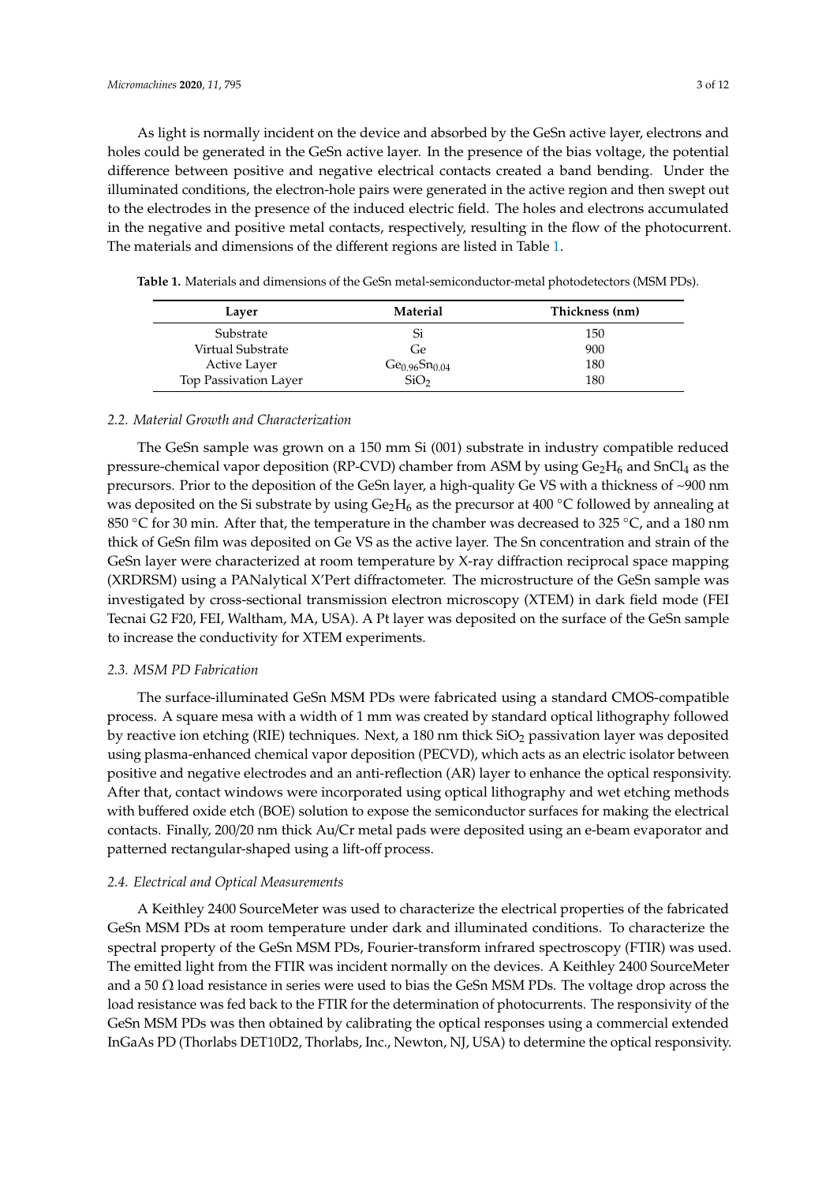As light is normally incident on the device and absorbed by the GeSn active layer, electrons and holes could be generated in the GeSn active layer. In the presence of the bias voltage, the potential difference between positive and negative electrical contacts created a band bending. Under the illuminated conditions, the electron-hole pairs were generated in the active region and then swept out to the electrodes in the presence of the induced electric field. The holes and electrons accumulated in the negative and positive metal contacts, respectively, resulting in the flow of the photocurrent. The materials and dimensions of the different regions are listed in Table 1.

**Table 1.** Materials and dimensions of the GeSn metal-semiconductor-metal photodetectors (MSM PDs).

| Layer | Material | Thickness (nm) |
|---|---|---|
| Substrate | Si | 150 |
| Virtual Substrate | Ge | 900 |
| Active Layer | $Ge_{0.96}Sn_{0.04}$ | 180 |
| Top Passivation Layer | $SiO_2$ | 180 |

### *2.2. Material Growth and Characterization*

The GeSn sample was grown on a 150 mm Si (001) substrate in industry compatible reduced pressure-chemical vapor deposition (RP-CVD) chamber from ASM by using $Ge_2H_6$ and $SnCl_4$ as the precursors. Prior to the deposition of the GeSn layer, a high-quality Ge VS with a thickness of ~900 nm was deposited on the Si substrate by using $Ge_2H_6$ as the precursor at 400 °C followed by annealing at 850 °C for 30 min. After that, the temperature in the chamber was decreased to 325 °C, and a 180 nm thick of GeSn film was deposited on Ge VS as the active layer. The Sn concentration and strain of the GeSn layer were characterized at room temperature by X-ray diffraction reciprocal space mapping (XRDRSM) using a PANalytical X'Pert diffractometer. The microstructure of the GeSn sample was investigated by cross-sectional transmission electron microscopy (XTEM) in dark field mode (FEI Tecnai G2 F20, FEI, Waltham, MA, USA). A Pt layer was deposited on the surface of the GeSn sample to increase the conductivity for XTEM experiments.

### *2.3. MSM PD Fabrication*

The surface-illuminated GeSn MSM PDs were fabricated using a standard CMOS-compatible process. A square mesa with a width of 1 mm was created by standard optical lithography followed by reactive ion etching (RIE) techniques. Next, a 180 nm thick $SiO_2$ passivation layer was deposited using plasma-enhanced chemical vapor deposition (PECVD), which acts as an electric isolator between positive and negative electrodes and an anti-reflection (AR) layer to enhance the optical responsivity. After that, contact windows were incorporated using optical lithography and wet etching methods with buffered oxide etch (BOE) solution to expose the semiconductor surfaces for making the electrical contacts. Finally, 200/20 nm thick Au/Cr metal pads were deposited using an e-beam evaporator and patterned rectangular-shaped using a lift-off process.

### *2.4. Electrical and Optical Measurements*

A Keithley 2400 SourceMeter was used to characterize the electrical properties of the fabricated GeSn MSM PDs at room temperature under dark and illuminated conditions. To characterize the spectral property of the GeSn MSM PDs, Fourier-transform infrared spectroscopy (FTIR) was used. The emitted light from the FTIR was incident normally on the devices. A Keithley 2400 SourceMeter and a 50 $\Omega$ load resistance in series were used to bias the GeSn MSM PDs. The voltage drop across the load resistance was fed back to the FTIR for the determination of photocurrents. The responsivity of the GeSn MSM PDs was then obtained by calibrating the optical responses using a commercial extended InGaAs PD (Thorlabs DET10D2, Thorlabs, Inc., Newton, NJ, USA) to determine the optical responsivity.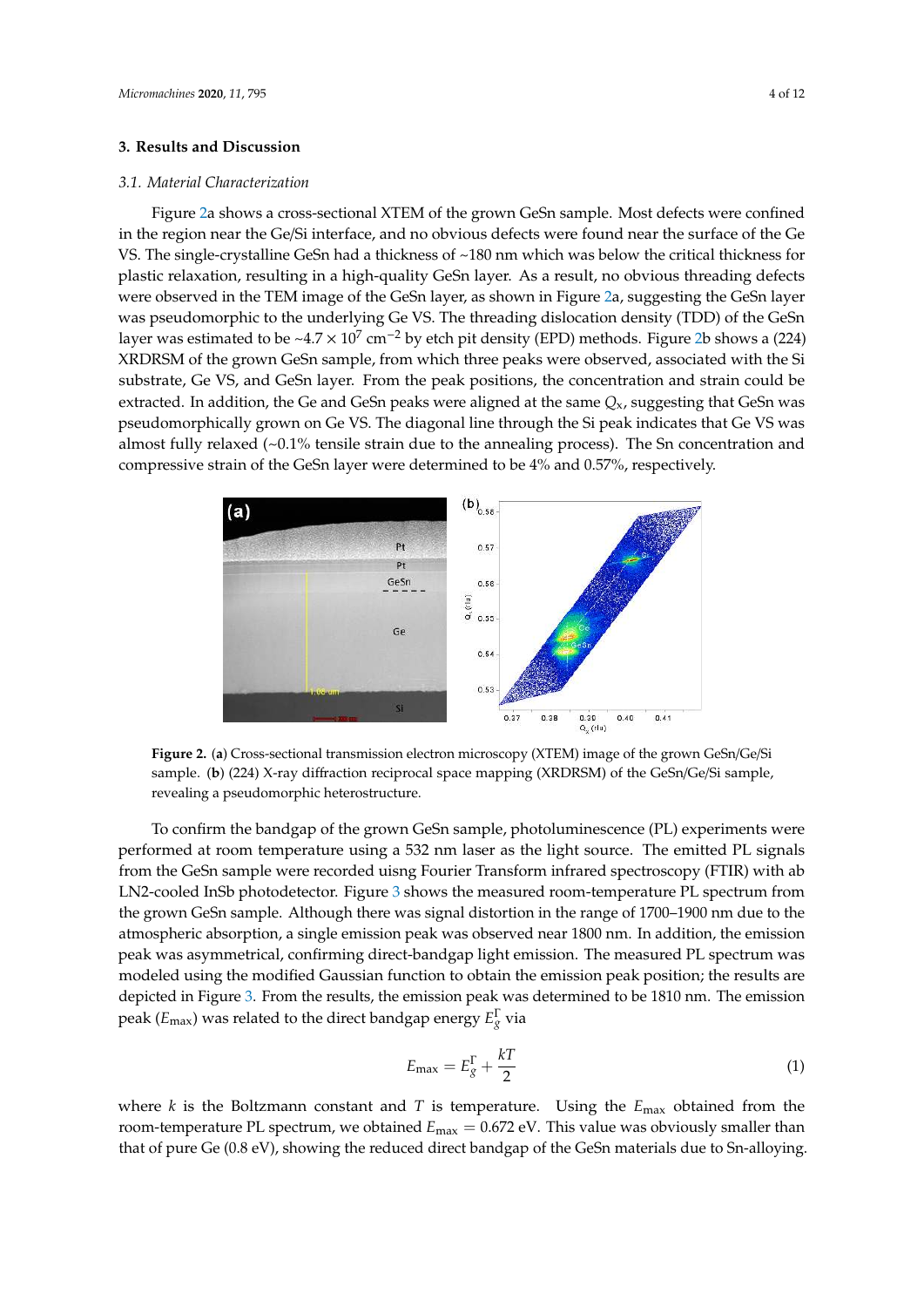## 3. Results and Discussion

### 3.1. Material Characterization

Figure 2a shows a cross-sectional XTEM of the grown GeSn sample. Most defects were confined in the region near the Ge/Si interface, and no obvious defects were found near the surface of the Ge VS. The single-crystalline GeSn had a thickness of ~180 nm which was below the critical thickness for plastic relaxation, resulting in a high-quality GeSn layer. As a result, no obvious threading defects were observed in the TEM image of the GeSn layer, as shown in Figure 2a, suggesting the GeSn layer was pseudomorphic to the underlying Ge VS. The threading dislocation density (TDD) of the GeSn layer was estimated to be ~$4.7 \times 10^7$ cm$^{-2}$ by etch pit density (EPD) methods. Figure 2b shows a (224) XRDRSM of the grown GeSn sample, from which three peaks were observed, associated with the Si substrate, Ge VS, and GeSn layer. From the peak positions, the concentration and strain could be extracted. In addition, the Ge and GeSn peaks were aligned at the same $Q_x$, suggesting that GeSn was pseudomorphically grown on Ge VS. The diagonal line through the Si peak indicates that Ge VS was almost fully relaxed (~0.1% tensile strain due to the annealing process). The Sn concentration and compressive strain of the GeSn layer were determined to be 4% and 0.57%, respectively.

**Figure 2.** (**a**) Cross-sectional transmission electron microscopy (XTEM) image of the grown GeSn/Ge/Si sample. (**b**) (224) X-ray diffraction reciprocal space mapping (XRDRSM) of the GeSn/Ge/Si sample, revealing a pseudomorphic heterostructure.

To confirm the bandgap of the grown GeSn sample, photoluminescence (PL) experiments were performed at room temperature using a 532 nm laser as the light source. The emitted PL signals from the GeSn sample were recorded uisng Fourier Transform infrared spectroscopy (FTIR) with ab LN2-cooled InSb photodetector. Figure 3 shows the measured room-temperature PL spectrum from the grown GeSn sample. Although there was signal distortion in the range of 1700–1900 nm due to the atmospheric absorption, a single emission peak was observed near 1800 nm. In addition, the emission peak was asymmetrical, confirming direct-bandgap light emission. The measured PL spectrum was modeled using the modified Gaussian function to obtain the emission peak position; the results are depicted in Figure 3. From the results, the emission peak was determined to be 1810 nm. The emission peak ($E_{\text{max}}$) was related to the direct bandgap energy $E_g^{\Gamma}$ via

$$E_{\text{max}} = E_g^{\Gamma} + \frac{kT}{2} \tag{1}$$

where $k$ is the Boltzmann constant and $T$ is temperature. Using the $E_{\text{max}}$ obtained from the room-temperature PL spectrum, we obtained $E_{\text{max}} = 0.672$ eV. This value was obviously smaller than that of pure Ge (0.8 eV), showing the reduced direct bandgap of the GeSn materials due to Sn-alloying.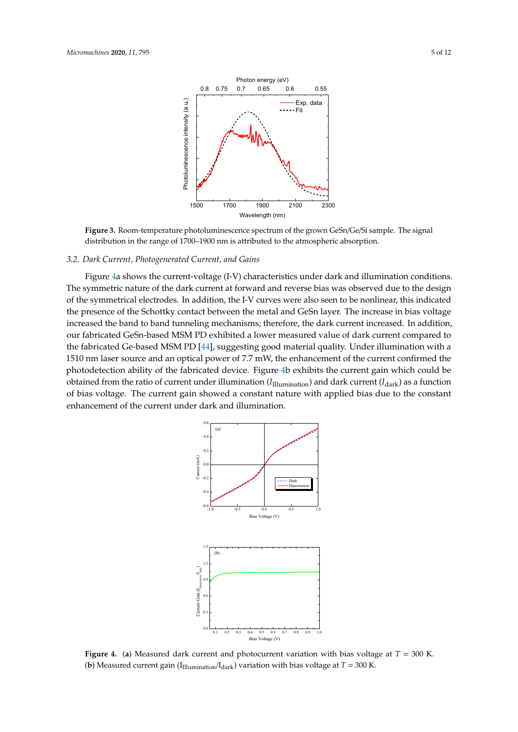**Figure 3.** Room-temperature photoluminescence spectrum of the grown GeSn/Ge/Si sample. The signal distribution in the range of 1700–1900 nm is attributed to the atmospheric absorption.

### 3.2. Dark Current, Photogenerated Current, and Gains

Figure 4a shows the current-voltage (I-V) characteristics under dark and illumination conditions. The symmetric nature of the dark current at forward and reverse bias was observed due to the design of the symmetrical electrodes. In addition, the I-V curves were also seen to be nonlinear, this indicated the presence of the Schottky contact between the metal and GeSn layer. The increase in bias voltage increased the band to band tunneling mechanisms; therefore, the dark current increased. In addition, our fabricated GeSn-based MSM PD exhibited a lower measured value of dark current compared to the fabricated Ge-based MSM PD [44], suggesting good material quality. Under illumination with a 1510 nm laser source and an optical power of 7.7 mW, the enhancement of the current confirmed the photodetection ability of the fabricated device. Figure 4b exhibits the current gain which could be obtained from the ratio of current under illumination ($I_{\text{Illumination}}$) and dark current ($I_{\text{dark}}$) as a function of bias voltage. The current gain showed a constant nature with applied bias due to the constant enhancement of the current under dark and illumination.

**Figure 4.** (**a**) Measured dark current and photocurrent variation with bias voltage at $T$ = 300 K. (**b**) Measured current gain ($I_{\text{Illumination}}/I_{\text{dark}}$) variation with bias voltage at $T$ = 300 K.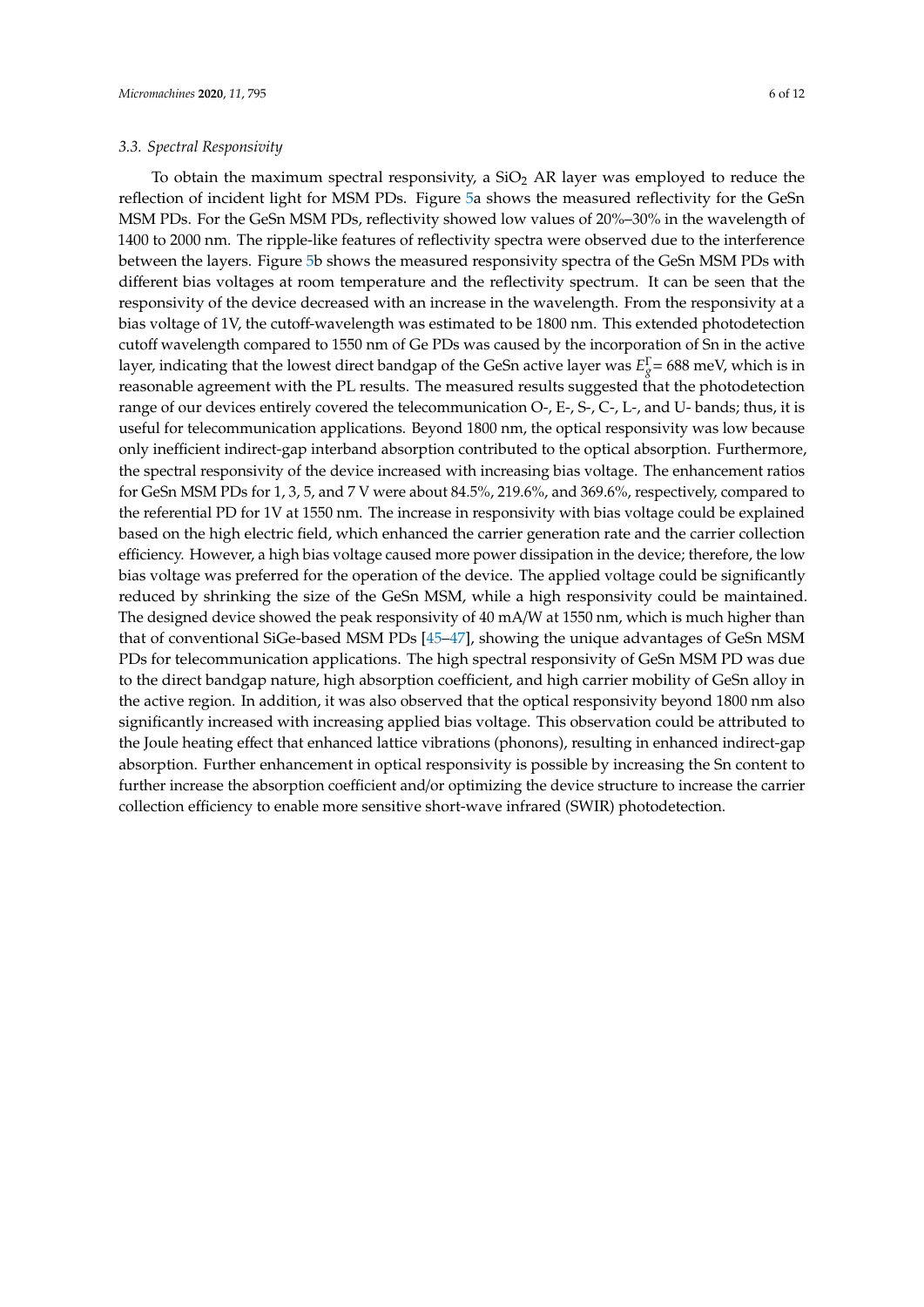### 3.3. Spectral Responsivity

To obtain the maximum spectral responsivity, a $SiO_2$ AR layer was employed to reduce the reflection of incident light for MSM PDs. Figure 5a shows the measured reflectivity for the GeSn MSM PDs. For the GeSn MSM PDs, reflectivity showed low values of 20%–30% in the wavelength of 1400 to 2000 nm. The ripple-like features of reflectivity spectra were observed due to the interference between the layers. Figure 5b shows the measured responsivity spectra of the GeSn MSM PDs with different bias voltages at room temperature and the reflectivity spectrum. It can be seen that the responsivity of the device decreased with an increase in the wavelength. From the responsivity at a bias voltage of 1V, the cutoff-wavelength was estimated to be 1800 nm. This extended photodetection cutoff wavelength compared to 1550 nm of Ge PDs was caused by the incorporation of Sn in the active layer, indicating that the lowest direct bandgap of the GeSn active layer was $E_g^{\Gamma}$= 688 meV, which is in reasonable agreement with the PL results. The measured results suggested that the photodetection range of our devices entirely covered the telecommunication O-, E-, S-, C-, L-, and U- bands; thus, it is useful for telecommunication applications. Beyond 1800 nm, the optical responsivity was low because only inefficient indirect-gap interband absorption contributed to the optical absorption. Furthermore, the spectral responsivity of the device increased with increasing bias voltage. The enhancement ratios for GeSn MSM PDs for 1, 3, 5, and 7 V were about 84.5%, 219.6%, and 369.6%, respectively, compared to the referential PD for 1V at 1550 nm. The increase in responsivity with bias voltage could be explained based on the high electric field, which enhanced the carrier generation rate and the carrier collection efficiency. However, a high bias voltage caused more power dissipation in the device; therefore, the low bias voltage was preferred for the operation of the device. The applied voltage could be significantly reduced by shrinking the size of the GeSn MSM, while a high responsivity could be maintained. The designed device showed the peak responsivity of 40 mA/W at 1550 nm, which is much higher than that of conventional SiGe-based MSM PDs [45–47], showing the unique advantages of GeSn MSM PDs for telecommunication applications. The high spectral responsivity of GeSn MSM PD was due to the direct bandgap nature, high absorption coefficient, and high carrier mobility of GeSn alloy in the active region. In addition, it was also observed that the optical responsivity beyond 1800 nm also significantly increased with increasing applied bias voltage. This observation could be attributed to the Joule heating effect that enhanced lattice vibrations (phonons), resulting in enhanced indirect-gap absorption. Further enhancement in optical responsivity is possible by increasing the Sn content to further increase the absorption coefficient and/or optimizing the device structure to increase the carrier collection efficiency to enable more sensitive short-wave infrared (SWIR) photodetection.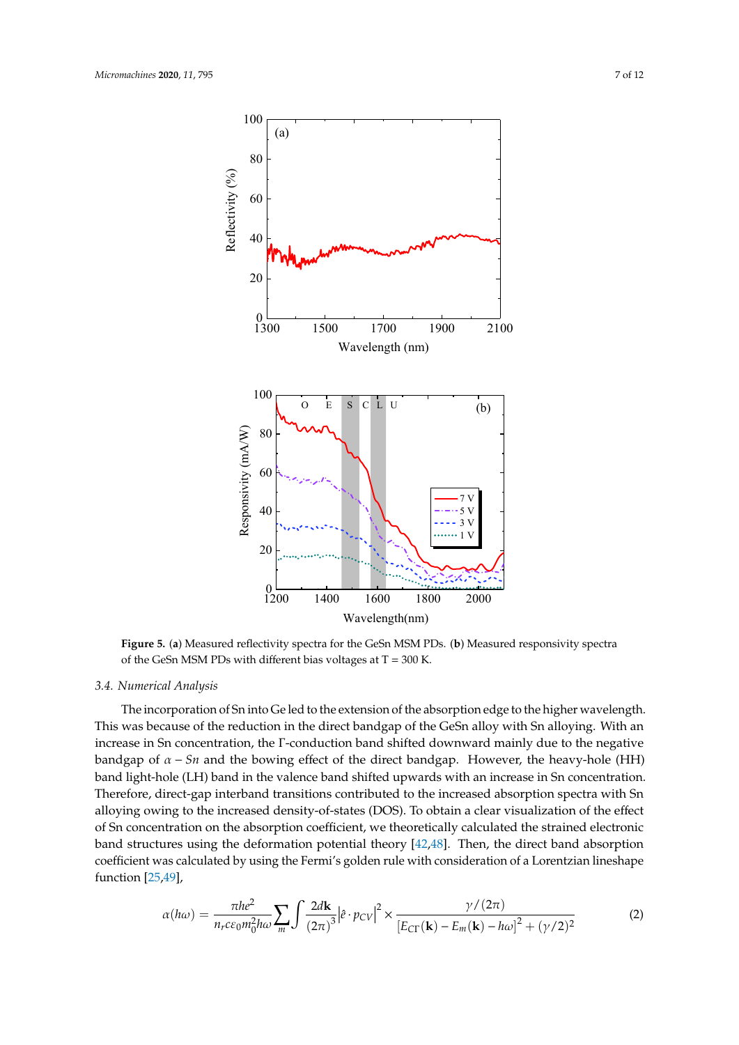**Figure 5.** (**a**) Measured reflectivity spectra for the GeSn MSM PDs. (**b**) Measured responsivity spectra of the GeSn MSM PDs with different bias voltages at T = 300 K.

### 3.4. Numerical Analysis

The incorporation of Sn into Ge led to the extension of the absorption edge to the higher wavelength. This was because of the reduction in the direct bandgap of the GeSn alloy with Sn alloying. With an increase in Sn concentration, the Γ-conduction band shifted downward mainly due to the negative bandgap of $\alpha - Sn$ and the bowing effect of the direct bandgap. However, the heavy-hole (HH) band light-hole (LH) band in the valence band shifted upwards with an increase in Sn concentration. Therefore, direct-gap interband transitions contributed to the increased absorption spectra with Sn alloying owing to the increased density-of-states (DOS). To obtain a clear visualization of the effect of Sn concentration on the absorption coefficient, we theoretically calculated the strained electronic band structures using the deformation potential theory [42,48]. Then, the direct band absorption coefficient was calculated by using the Fermi's golden rule with consideration of a Lorentzian lineshape function [25,49],

$$\alpha(\hbar\omega) = \frac{\pi\hbar e^2}{n_r c \varepsilon_0 m_0^2 \hbar\omega} \sum_m \int \frac{2d\mathbf{k}}{(2\pi)^3} \left|\hat{e} \cdot p_{CV}\right|^2 \times \frac{\gamma/(2\pi)}{[E_{C\Gamma}(\mathbf{k}) - E_m(\mathbf{k}) - \hbar\omega]^2 + (\gamma/2)^2} \tag{2}$$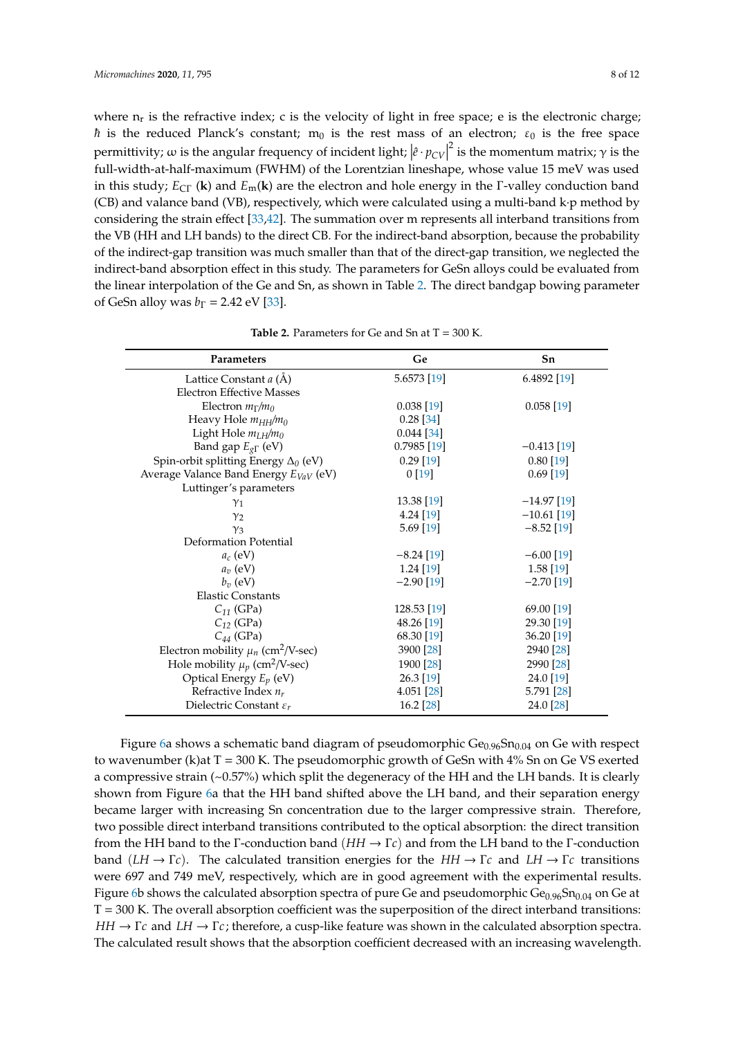where $n_r$ is the refractive index; c is the velocity of light in free space; e is the electronic charge; $\hbar$ is the reduced Planck's constant; $m_0$ is the rest mass of an electron; $\varepsilon_0$ is the free space permittivity; ω is the angular frequency of incident light; $\left|\hat{e} \cdot p_{CV}\right|^2$ is the momentum matrix; γ is the full-width-at-half-maximum (FWHM) of the Lorentzian lineshape, whose value 15 meV was used in this study; $E_{C\Gamma}$ (**k**) and $E_m$(**k**) are the electron and hole energy in the Γ-valley conduction band (CB) and valance band (VB), respectively, which were calculated using a multi-band k·p method by considering the strain effect [33,42]. The summation over m represents all interband transitions from the VB (HH and LH bands) to the direct CB. For the indirect-band absorption, because the probability of the indirect-gap transition was much smaller than that of the direct-gap transition, we neglected the indirect-band absorption effect in this study. The parameters for GeSn alloys could be evaluated from the linear interpolation of the Ge and Sn, as shown in Table 2. The direct bandgap bowing parameter of GeSn alloy was $b_\Gamma$ = 2.42 eV [33].

**Table 2.** Parameters for Ge and Sn at T = 300 K.

| Parameters | Ge | Sn |
|---|---|---|
| Lattice Constant $a$ (Å) | 5.6573 [19] | 6.4892 [19] |
| Electron Effective Masses | | |
| Electron $m_\Gamma/m_0$ | 0.038 [19] | 0.058 [19] |
| Heavy Hole $m_{HH}/m_0$ | 0.28 [34] | |
| Light Hole $m_{LH}/m_0$ | 0.044 [34] | |
| Band gap $E_{g\Gamma}$ (eV) | 0.7985 [19] | −0.413 [19] |
| Spin-orbit splitting Energy $\Delta_0$ (eV) | 0.29 [19] | 0.80 [19] |
| Average Valance Band Energy $E_{VaV}$ (eV) | 0 [19] | 0.69 [19] |
| Luttinger's parameters | | |
| $\gamma_1$ | 13.38 [19] | −14.97 [19] |
| $\gamma_2$ | 4.24 [19] | −10.61 [19] |
| $\gamma_3$ | 5.69 [19] | −8.52 [19] |
| Deformation Potential | | |
| $a_c$ (eV) | −8.24 [19] | −6.00 [19] |
| $a_v$ (eV) | 1.24 [19] | 1.58 [19] |
| $b_v$ (eV) | −2.90 [19] | −2.70 [19] |
| Elastic Constants | | |
| $C_{11}$ (GPa) | 128.53 [19] | 69.00 [19] |
| $C_{12}$ (GPa) | 48.26 [19] | 29.30 [19] |
| $C_{44}$ (GPa) | 68.30 [19] | 36.20 [19] |
| Electron mobility $\mu_n$ (cm$^2$/V-sec) | 3900 [28] | 2940 [28] |
| Hole mobility $\mu_p$ (cm$^2$/V-sec) | 1900 [28] | 2990 [28] |
| Optical Energy $E_p$ (eV) | 26.3 [19] | 24.0 [19] |
| Refractive Index $n_r$ | 4.051 [28] | 5.791 [28] |
| Dielectric Constant $\varepsilon_r$ | 16.2 [28] | 24.0 [28] |

Figure 6a shows a schematic band diagram of pseudomorphic $Ge_{0.96}Sn_{0.04}$ on Ge with respect to wavenumber (k)at T = 300 K. The pseudomorphic growth of GeSn with 4% Sn on Ge VS exerted a compressive strain (~0.57%) which split the degeneracy of the HH and the LH bands. It is clearly shown from Figure 6a that the HH band shifted above the LH band, and their separation energy became larger with increasing Sn concentration due to the larger compressive strain. Therefore, two possible direct interband transitions contributed to the optical absorption: the direct transition from the HH band to the Γ-conduction band ($HH \rightarrow \Gamma c$) and from the LH band to the Γ-conduction band ($LH \rightarrow \Gamma c$). The calculated transition energies for the $HH \rightarrow \Gamma c$ and $LH \rightarrow \Gamma c$ transitions were 697 and 749 meV, respectively, which are in good agreement with the experimental results. Figure 6b shows the calculated absorption spectra of pure Ge and pseudomorphic $Ge_{0.96}Sn_{0.04}$ on Ge at T = 300 K. The overall absorption coefficient was the superposition of the direct interband transitions: $HH \rightarrow \Gamma c$ and $LH \rightarrow \Gamma c$; therefore, a cusp-like feature was shown in the calculated absorption spectra. The calculated result shows that the absorption coefficient decreased with an increasing wavelength.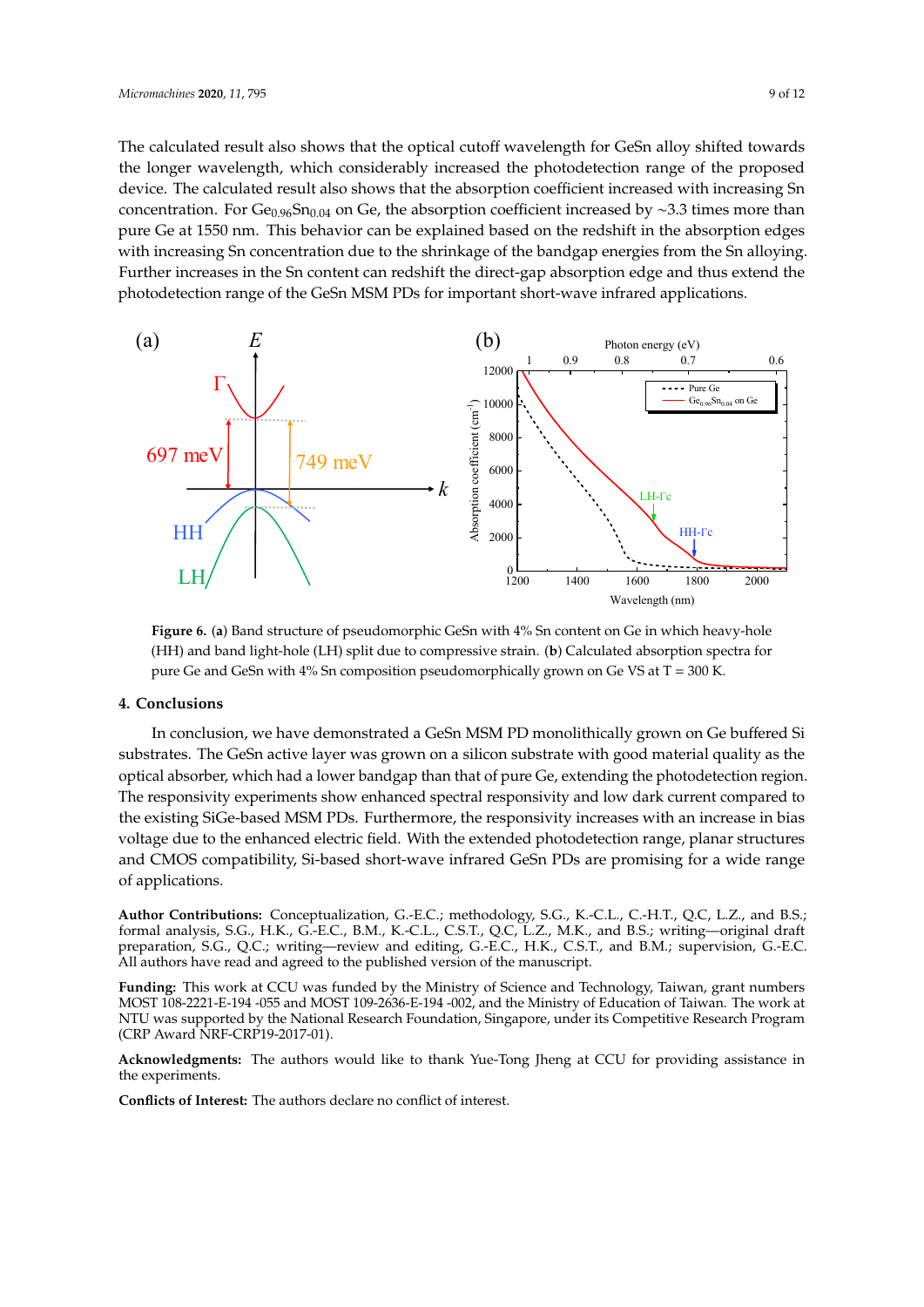The calculated result also shows that the optical cutoff wavelength for GeSn alloy shifted towards the longer wavelength, which considerably increased the photodetection range of the proposed device. The calculated result also shows that the absorption coefficient increased with increasing Sn concentration. For $Ge_{0.96}Sn_{0.04}$ on Ge, the absorption coefficient increased by ~3.3 times more than pure Ge at 1550 nm. This behavior can be explained based on the redshift in the absorption edges with increasing Sn concentration due to the shrinkage of the bandgap energies from the Sn alloying. Further increases in the Sn content can redshift the direct-gap absorption edge and thus extend the photodetection range of the GeSn MSM PDs for important short-wave infrared applications.

**Figure 6.** (**a**) Band structure of pseudomorphic GeSn with 4% Sn content on Ge in which heavy-hole (HH) and band light-hole (LH) split due to compressive strain. (**b**) Calculated absorption spectra for pure Ge and GeSn with 4% Sn composition pseudomorphically grown on Ge VS at T = 300 K.

## 4. Conclusions

In conclusion, we have demonstrated a GeSn MSM PD monolithically grown on Ge buffered Si substrates. The GeSn active layer was grown on a silicon substrate with good material quality as the optical absorber, which had a lower bandgap than that of pure Ge, extending the photodetection region. The responsivity experiments show enhanced spectral responsivity and low dark current compared to the existing SiGe-based MSM PDs. Furthermore, the responsivity increases with an increase in bias voltage due to the enhanced electric field. With the extended photodetection range, planar structures and CMOS compatibility, Si-based short-wave infrared GeSn PDs are promising for a wide range of applications.

**Author Contributions:** Conceptualization, G.-E.C.; methodology, S.G., K.-C.L., C.-H.T., Q.C, L.Z., and B.S.; formal analysis, S.G., H.K., G.-E.C., B.M., K.-C.L., C.S.T., Q.C, L.Z., M.K., and B.S.; writing—original draft preparation, S.G., Q.C.; writing—review and editing, G.-E.C., H.K., C.S.T., and B.M.; supervision, G.-E.C. All authors have read and agreed to the published version of the manuscript.

**Funding:** This work at CCU was funded by the Ministry of Science and Technology, Taiwan, grant numbers MOST 108-2221-E-194 -055 and MOST 109-2636-E-194 -002, and the Ministry of Education of Taiwan. The work at NTU was supported by the National Research Foundation, Singapore, under its Competitive Research Program (CRP Award NRF-CRP19-2017-01).

**Acknowledgments:** The authors would like to thank Yue-Tong Jheng at CCU for providing assistance in the experiments.

**Conflicts of Interest:** The authors declare no conflict of interest.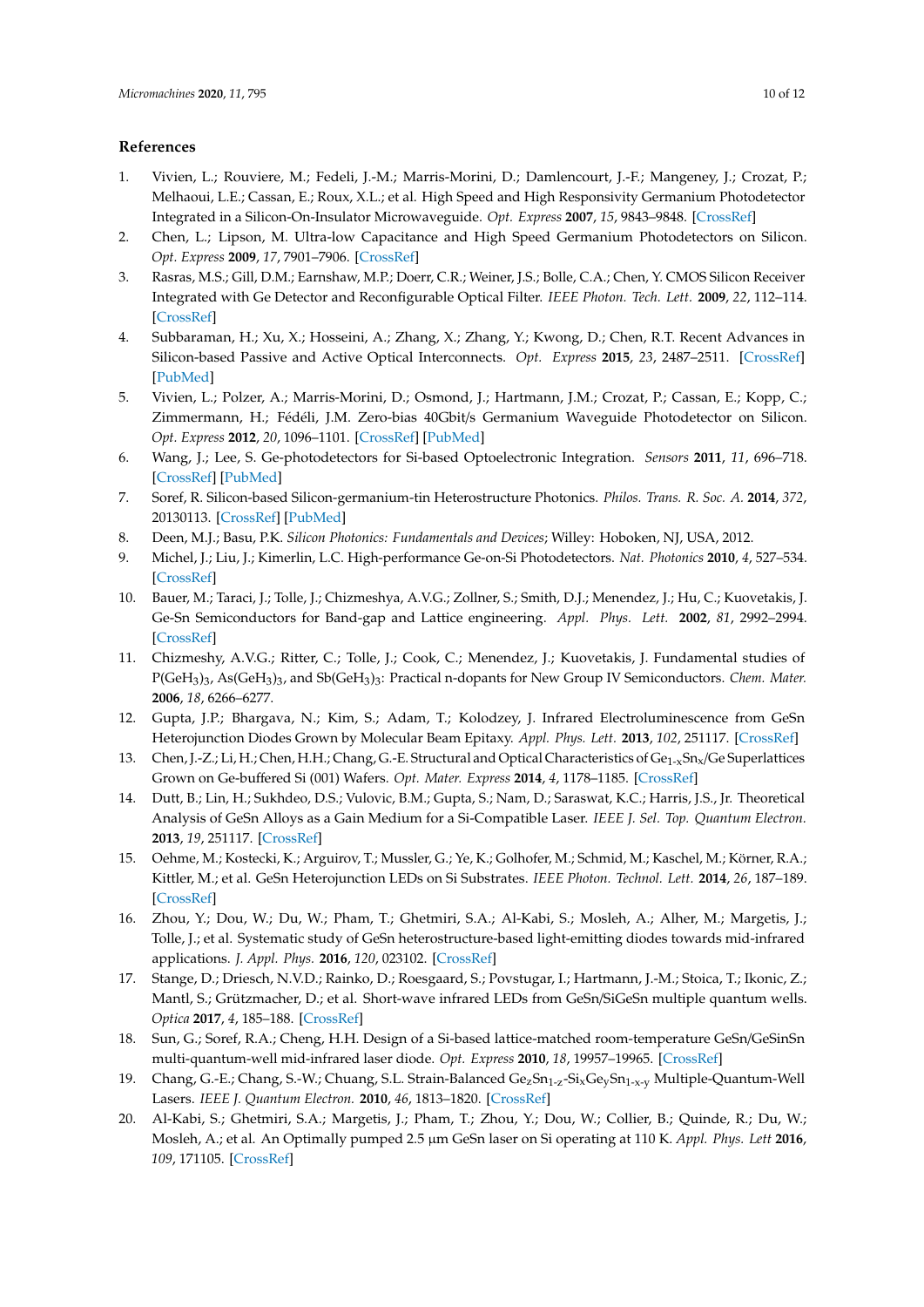## References

1. Vivien, L.; Rouviere, M.; Fedeli, J.-M.; Marris-Morini, D.; Damlencourt, J.-F.; Mangeney, J.; Crozat, P.; Melhaoui, L.E.; Cassan, E.; Roux, X.L.; et al. High Speed and High Responsivity Germanium Photodetector Integrated in a Silicon-On-Insulator Microwaveguide. *Opt. Express* **2007**, *15*, 9843–9848. [CrossRef]
2. Chen, L.; Lipson, M. Ultra-low Capacitance and High Speed Germanium Photodetectors on Silicon. *Opt. Express* **2009**, *17*, 7901–7906. [CrossRef]
3. Rasras, M.S.; Gill, D.M.; Earnshaw, M.P.; Doerr, C.R.; Weiner, J.S.; Bolle, C.A.; Chen, Y. CMOS Silicon Receiver Integrated with Ge Detector and Reconfigurable Optical Filter. *IEEE Photon. Tech. Lett.* **2009**, *22*, 112–114. [CrossRef]
4. Subbaraman, H.; Xu, X.; Hosseini, A.; Zhang, X.; Zhang, Y.; Kwong, D.; Chen, R.T. Recent Advances in Silicon-based Passive and Active Optical Interconnects. *Opt. Express* **2015**, *23*, 2487–2511. [CrossRef] [PubMed]
5. Vivien, L.; Polzer, A.; Marris-Morini, D.; Osmond, J.; Hartmann, J.M.; Crozat, P.; Cassan, E.; Kopp, C.; Zimmermann, H.; Fédéli, J.M. Zero-bias 40Gbit/s Germanium Waveguide Photodetector on Silicon. *Opt. Express* **2012**, *20*, 1096–1101. [CrossRef] [PubMed]
6. Wang, J.; Lee, S. Ge-photodetectors for Si-based Optoelectronic Integration. *Sensors* **2011**, *11*, 696–718. [CrossRef] [PubMed]
7. Soref, R. Silicon-based Silicon-germanium-tin Heterostructure Photonics. *Philos. Trans. R. Soc. A.* **2014**, *372*, 20130113. [CrossRef] [PubMed]
8. Deen, M.J.; Basu, P.K. *Silicon Photonics: Fundamentals and Devices*; Willey: Hoboken, NJ, USA, 2012.
9. Michel, J.; Liu, J.; Kimerlin, L.C. High-performance Ge-on-Si Photodetectors. *Nat. Photonics* **2010**, *4*, 527–534. [CrossRef]
10. Bauer, M.; Taraci, J.; Tolle, J.; Chizmeshya, A.V.G.; Zollner, S.; Smith, D.J.; Menendez, J.; Hu, C.; Kuovetakis, J. Ge-Sn Semiconductors for Band-gap and Lattice engineering. *Appl. Phys. Lett.* **2002**, *81*, 2992–2994. [CrossRef]
11. Chizmeshy, A.V.G.; Ritter, C.; Tolle, J.; Cook, C.; Menendez, J.; Kuovetakis, J. Fundamental studies of $P(GeH_3)_3$, $As(GeH_3)_3$, and $Sb(GeH_3)_3$: Practical n-dopants for New Group IV Semiconductors. *Chem. Mater.* **2006**, *18*, 6266–6277.
12. Gupta, J.P.; Bhargava, N.; Kim, S.; Adam, T.; Kolodzey, J. Infrared Electroluminescence from GeSn Heterojunction Diodes Grown by Molecular Beam Epitaxy. *Appl. Phys. Lett.* **2013**, *102*, 251117. [CrossRef]
13. Chen, J.-Z.; Li, H.; Chen, H.H.; Chang, G.-E. Structural and Optical Characteristics of $Ge_{1-x}Sn_x$/Ge Superlattices Grown on Ge-buffered Si (001) Wafers. *Opt. Mater. Express* **2014**, *4*, 1178–1185. [CrossRef]
14. Dutt, B.; Lin, H.; Sukhdeo, D.S.; Vulovic, B.M.; Gupta, S.; Nam, D.; Saraswat, K.C.; Harris, J.S., Jr. Theoretical Analysis of GeSn Alloys as a Gain Medium for a Si-Compatible Laser. *IEEE J. Sel. Top. Quantum Electron.* **2013**, *19*, 251117. [CrossRef]
15. Oehme, M.; Kostecki, K.; Arguirov, T.; Mussler, G.; Ye, K.; Golhofer, M.; Schmid, M.; Kaschel, M.; Körner, R.A.; Kittler, M.; et al. GeSn Heterojunction LEDs on Si Substrates. *IEEE Photon. Technol. Lett.* **2014**, *26*, 187–189. [CrossRef]
16. Zhou, Y.; Dou, W.; Du, W.; Pham, T.; Ghetmiri, S.A.; Al-Kabi, S.; Mosleh, A.; Alher, M.; Margetis, J.; Tolle, J.; et al. Systematic study of GeSn heterostructure-based light-emitting diodes towards mid-infrared applications. *J. Appl. Phys.* **2016**, *120*, 023102. [CrossRef]
17. Stange, D.; Driesch, N.V.D.; Rainko, D.; Roesgaard, S.; Povstugar, I.; Hartmann, J.-M.; Stoica, T.; Ikonic, Z.; Mantl, S.; Grützmacher, D.; et al. Short-wave infrared LEDs from GeSn/SiGeSn multiple quantum wells. *Optica* **2017**, *4*, 185–188. [CrossRef]
18. Sun, G.; Soref, R.A.; Cheng, H.H. Design of a Si-based lattice-matched room-temperature GeSn/GeSinSn multi-quantum-well mid-infrared laser diode. *Opt. Express* **2010**, *18*, 19957–19965. [CrossRef]
19. Chang, G.-E.; Chang, S.-W.; Chuang, S.L. Strain-Balanced $Ge_zSn_{1-z}$-$Si_xGe_ySn_{1-x-y}$ Multiple-Quantum-Well Lasers. *IEEE J. Quantum Electron.* **2010**, *46*, 1813–1820. [CrossRef]
20. Al-Kabi, S.; Ghetmiri, S.A.; Margetis, J.; Pham, T.; Zhou, Y.; Dou, W.; Collier, B.; Quinde, R.; Du, W.; Mosleh, A.; et al. An Optimally pumped 2.5 μm GeSn laser on Si operating at 110 K. *Appl. Phys. Lett* **2016**, *109*, 171105. [CrossRef]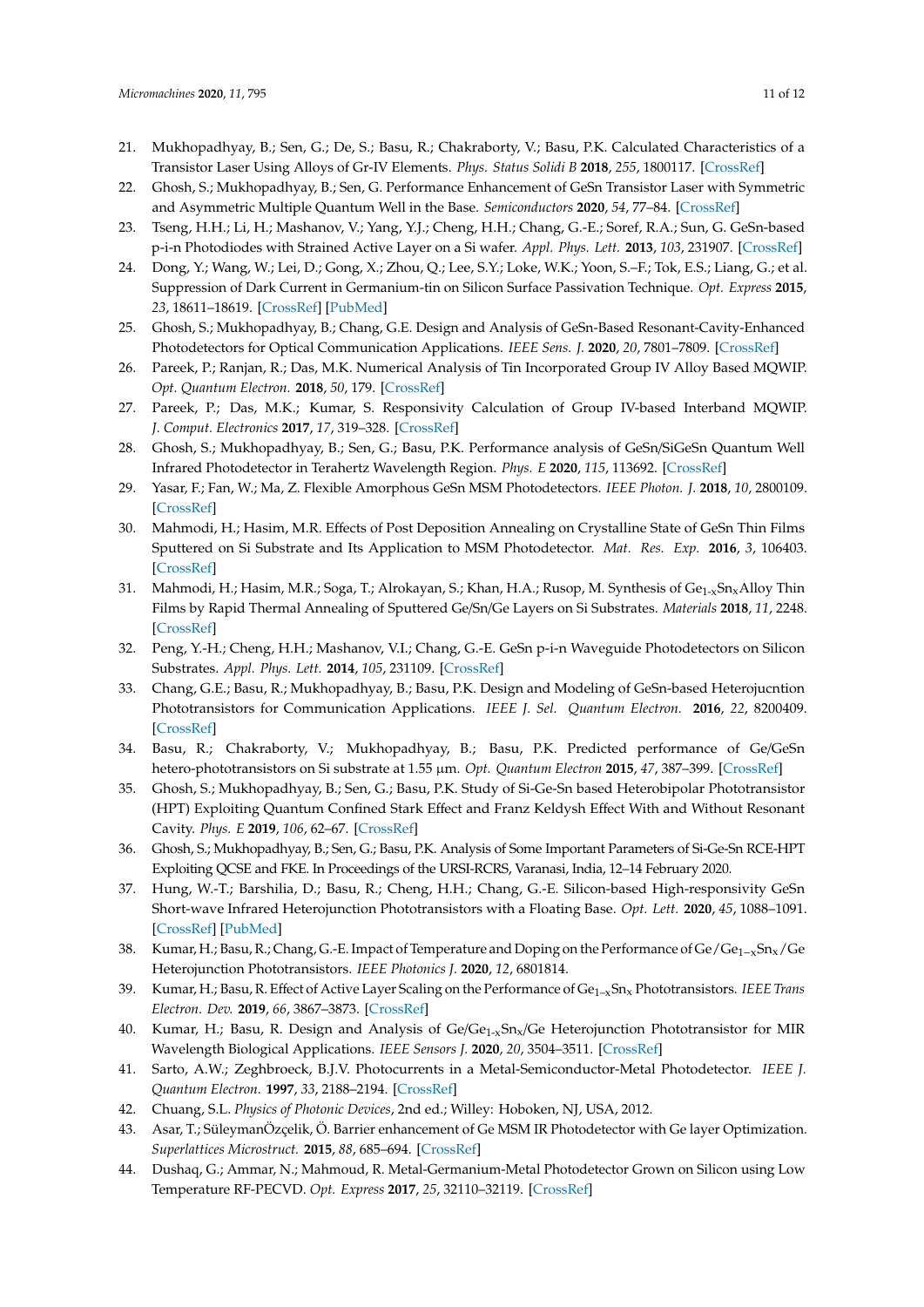21. Mukhopadhyay, B.; Sen, G.; De, S.; Basu, R.; Chakraborty, V.; Basu, P.K. Calculated Characteristics of a Transistor Laser Using Alloys of Gr-IV Elements. *Phys. Status Solidi B* **2018**, *255*, 1800117. [CrossRef]
22. Ghosh, S.; Mukhopadhyay, B.; Sen, G. Performance Enhancement of GeSn Transistor Laser with Symmetric and Asymmetric Multiple Quantum Well in the Base. *Semiconductors* **2020**, *54*, 77–84. [CrossRef]
23. Tseng, H.H.; Li, H.; Mashanov, V.; Yang, Y.J.; Cheng, H.H.; Chang, G.-E.; Soref, R.A.; Sun, G. GeSn-based p-i-n Photodiodes with Strained Active Layer on a Si wafer. *Appl. Phys. Lett.* **2013**, *103*, 231907. [CrossRef]
24. Dong, Y.; Wang, W.; Lei, D.; Gong, X.; Zhou, Q.; Lee, S.Y.; Loke, W.K.; Yoon, S.–F.; Tok, E.S.; Liang, G.; et al. Suppression of Dark Current in Germanium-tin on Silicon Surface Passivation Technique. *Opt. Express* **2015**, *23*, 18611–18619. [CrossRef] [PubMed]
25. Ghosh, S.; Mukhopadhyay, B.; Chang, G.E. Design and Analysis of GeSn-Based Resonant-Cavity-Enhanced Photodetectors for Optical Communication Applications. *IEEE Sens. J.* **2020**, *20*, 7801–7809. [CrossRef]
26. Pareek, P.; Ranjan, R.; Das, M.K. Numerical Analysis of Tin Incorporated Group IV Alloy Based MQWIP. *Opt. Quantum Electron.* **2018**, *50*, 179. [CrossRef]
27. Pareek, P.; Das, M.K.; Kumar, S. Responsivity Calculation of Group IV-based Interband MQWIP. *J. Comput. Electronics* **2017**, *17*, 319–328. [CrossRef]
28. Ghosh, S.; Mukhopadhyay, B.; Sen, G.; Basu, P.K. Performance analysis of GeSn/SiGeSn Quantum Well Infrared Photodetector in Terahertz Wavelength Region. *Phys. E* **2020**, *115*, 113692. [CrossRef]
29. Yasar, F.; Fan, W.; Ma, Z. Flexible Amorphous GeSn MSM Photodetectors. *IEEE Photon. J.* **2018**, *10*, 2800109. [CrossRef]
30. Mahmodi, H.; Hasim, M.R. Effects of Post Deposition Annealing on Crystalline State of GeSn Thin Films Sputtered on Si Substrate and Its Application to MSM Photodetector. *Mat. Res. Exp.* **2016**, *3*, 106403. [CrossRef]
31. Mahmodi, H.; Hasim, M.R.; Soga, T.; Alrokayan, S.; Khan, H.A.; Rusop, M. Synthesis of $Ge_{1-x}Sn_x$Alloy Thin Films by Rapid Thermal Annealing of Sputtered Ge/Sn/Ge Layers on Si Substrates. *Materials* **2018**, *11*, 2248. [CrossRef]
32. Peng, Y.-H.; Cheng, H.H.; Mashanov, V.I.; Chang, G.-E. GeSn p-i-n Waveguide Photodetectors on Silicon Substrates. *Appl. Phys. Lett.* **2014**, *105*, 231109. [CrossRef]
33. Chang, G.E.; Basu, R.; Mukhopadhyay, B.; Basu, P.K. Design and Modeling of GeSn-based Heterojucntion Phototransistors for Communication Applications. *IEEE J. Sel. Quantum Electron.* **2016**, *22*, 8200409. [CrossRef]
34. Basu, R.; Chakraborty, V.; Mukhopadhyay, B.; Basu, P.K. Predicted performance of Ge/GeSn hetero-phototransistors on Si substrate at 1.55 µm. *Opt. Quantum Electron* **2015**, *47*, 387–399. [CrossRef]
35. Ghosh, S.; Mukhopadhyay, B.; Sen, G.; Basu, P.K. Study of Si-Ge-Sn based Heterobipolar Phototransistor (HPT) Exploiting Quantum Confined Stark Effect and Franz Keldysh Effect With and Without Resonant Cavity. *Phys. E* **2019**, *106*, 62–67. [CrossRef]
36. Ghosh, S.; Mukhopadhyay, B.; Sen, G.; Basu, P.K. Analysis of Some Important Parameters of Si-Ge-Sn RCE-HPT Exploiting QCSE and FKE. In Proceedings of the URSI-RCRS, Varanasi, India, 12–14 February 2020.
37. Hung, W.-T.; Barshilia, D.; Basu, R.; Cheng, H.H.; Chang, G.-E. Silicon-based High-responsivity GeSn Short-wave Infrared Heterojunction Phototransistors with a Floating Base. *Opt. Lett.* **2020**, *45*, 1088–1091. [CrossRef] [PubMed]
38. Kumar, H.; Basu, R.; Chang, G.-E. Impact of Temperature and Doping on the Performance of $Ge/Ge_{1-x}Sn_x/Ge$ Heterojunction Phototransistors. *IEEE Photonics J.* **2020**, *12*, 6801814.
39. Kumar, H.; Basu, R. Effect of Active Layer Scaling on the Performance of $Ge_{1-x}Sn_x$ Phototransistors. *IEEE Trans Electron. Dev.* **2019**, *66*, 3867–3873. [CrossRef]
40. Kumar, H.; Basu, R. Design and Analysis of $Ge/Ge_{1-x}Sn_x/Ge$ Heterojunction Phototransistor for MIR Wavelength Biological Applications. *IEEE Sensors J.* **2020**, *20*, 3504–3511. [CrossRef]
41. Sarto, A.W.; Zeghbroeck, B.J.V. Photocurrents in a Metal-Semiconductor-Metal Photodetector. *IEEE J. Quantum Electron.* **1997**, *33*, 2188–2194. [CrossRef]
42. Chuang, S.L. *Physics of Photonic Devices*, 2nd ed.; Willey: Hoboken, NJ, USA, 2012.
43. Asar, T.; SüleymanÖzçelik, Ö. Barrier enhancement of Ge MSM IR Photodetector with Ge layer Optimization. *Superlattices Microstruct.* **2015**, *88*, 685–694. [CrossRef]
44. Dushaq, G.; Ammar, N.; Mahmoud, R. Metal-Germanium-Metal Photodetector Grown on Silicon using Low Temperature RF-PECVD. *Opt. Express* **2017**, *25*, 32110–32119. [CrossRef]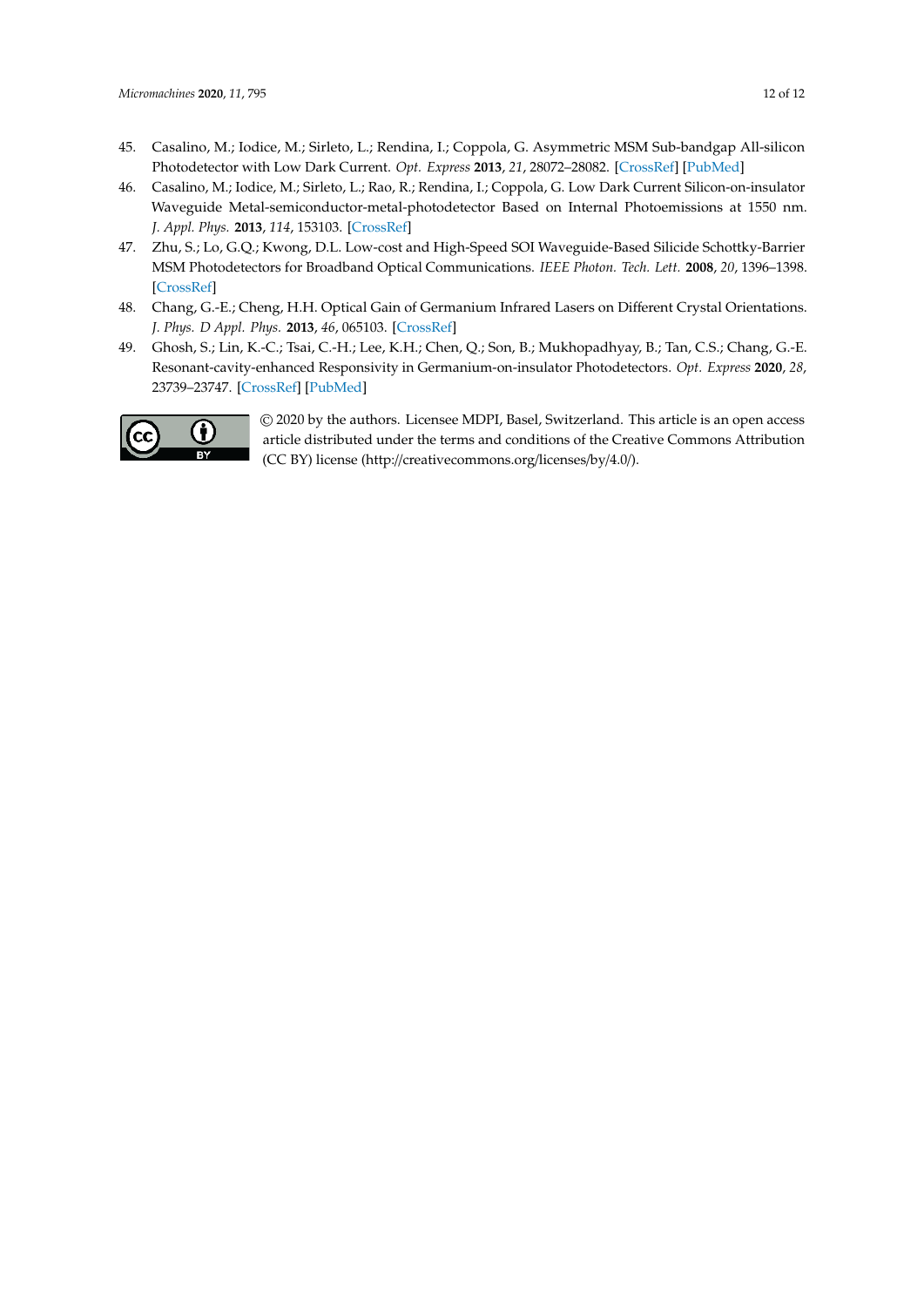45. Casalino, M.; Iodice, M.; Sirleto, L.; Rendina, I.; Coppola, G. Asymmetric MSM Sub-bandgap All-silicon Photodetector with Low Dark Current. *Opt. Express* **2013**, *21*, 28072–28082. [CrossRef] [PubMed]
46. Casalino, M.; Iodice, M.; Sirleto, L.; Rao, R.; Rendina, I.; Coppola, G. Low Dark Current Silicon-on-insulator Waveguide Metal-semiconductor-metal-photodetector Based on Internal Photoemissions at 1550 nm. *J. Appl. Phys.* **2013**, *114*, 153103. [CrossRef]
47. Zhu, S.; Lo, G.Q.; Kwong, D.L. Low-cost and High-Speed SOI Waveguide-Based Silicide Schottky-Barrier MSM Photodetectors for Broadband Optical Communications. *IEEE Photon. Tech. Lett.* **2008**, *20*, 1396–1398. [CrossRef]
48. Chang, G.-E.; Cheng, H.H. Optical Gain of Germanium Infrared Lasers on Different Crystal Orientations. *J. Phys. D Appl. Phys.* **2013**, *46*, 065103. [CrossRef]
49. Ghosh, S.; Lin, K.-C.; Tsai, C.-H.; Lee, K.H.; Chen, Q.; Son, B.; Mukhopadhyay, B.; Tan, C.S.; Chang, G.-E. Resonant-cavity-enhanced Responsivity in Germanium-on-insulator Photodetectors. *Opt. Express* **2020**, *28*, 23739–23747. [CrossRef] [PubMed]

© 2020 by the authors. Licensee MDPI, Basel, Switzerland. This article is an open access article distributed under the terms and conditions of the Creative Commons Attribution (CC BY) license (http://creativecommons.org/licenses/by/4.0/).